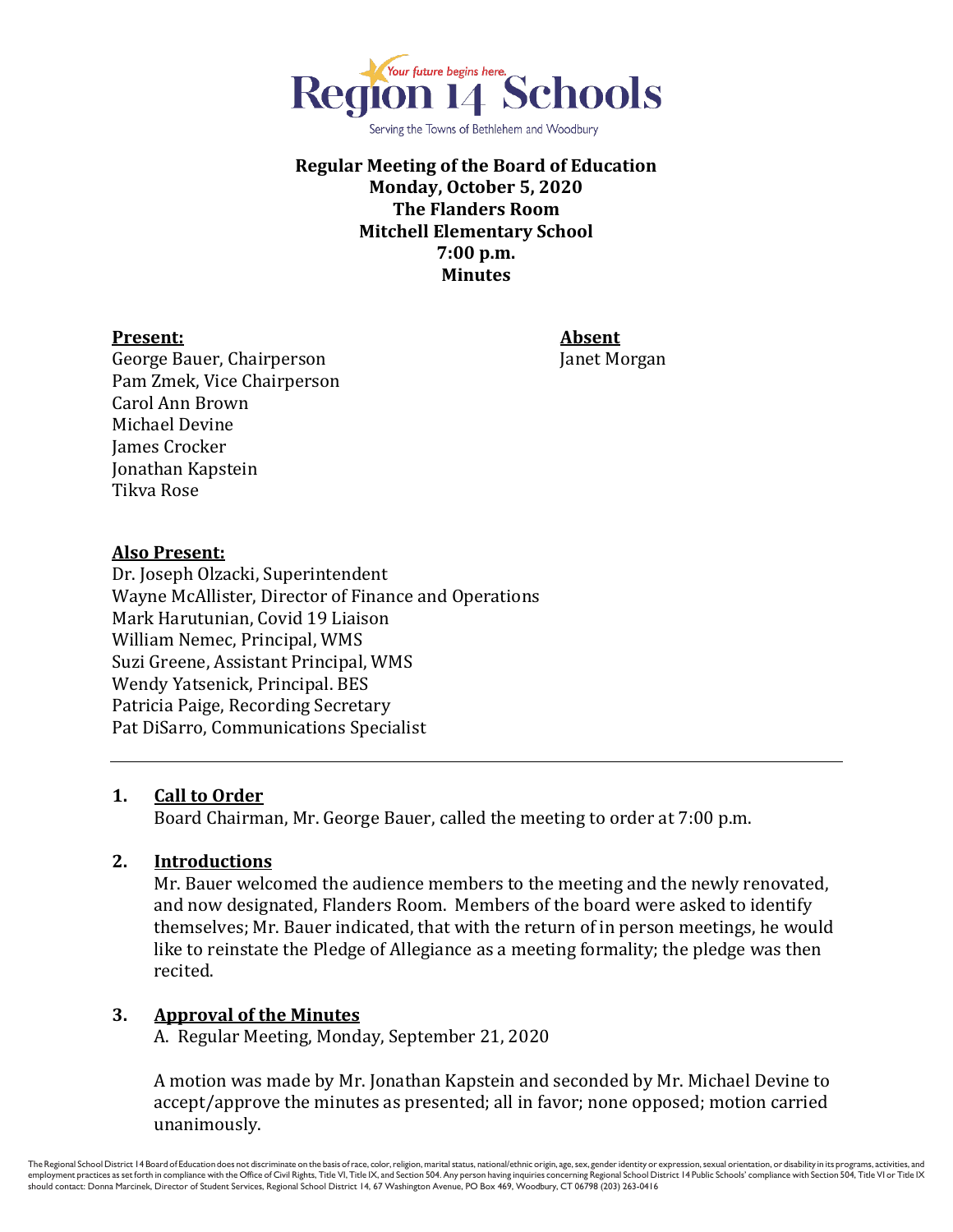Your future begins here.

# Region 14 Schools

Serving the Towns of Bethlehem and Woodbury

**Regular Meeting of the Board of Education**
**Monday, October 5, 2020**
**The Flanders Room**
**Mitchell Elementary School**
**7:00 p.m.**
**Minutes**

| **Present:** | **Absent** |
| --- | --- |
| George Bauer, Chairperson | Janet Morgan |
| Pam Zmek, Vice Chairperson | |
| Carol Ann Brown | |
| Michael Devine | |
| James Crocker | |
| Jonathan Kapstein | |
| Tikva Rose | |

**Also Present:**
Dr. Joseph Olzacki, Superintendent
Wayne McAllister, Director of Finance and Operations
Mark Harutunian, Covid 19 Liaison
William Nemec, Principal, WMS
Suzi Greene, Assistant Principal, WMS
Wendy Yatsenick, Principal. BES
Patricia Paige, Recording Secretary
Pat DiSarro, Communications Specialist

---

## 1. Call to Order

Board Chairman, Mr. George Bauer, called the meeting to order at 7:00 p.m.

## 2. Introductions

Mr. Bauer welcomed the audience members to the meeting and the newly renovated, and now designated, Flanders Room. Members of the board were asked to identify themselves; Mr. Bauer indicated, that with the return of in person meetings, he would like to reinstate the Pledge of Allegiance as a meeting formality; the pledge was then recited.

## 3. Approval of the Minutes

A. Regular Meeting, Monday, September 21, 2020

A motion was made by Mr. Jonathan Kapstein and seconded by Mr. Michael Devine to accept/approve the minutes as presented; all in favor; none opposed; motion carried unanimously.

The Regional School District 14 Board of Education does not discriminate on the basis of race, color, religion, marital status, national/ethnic origin, age, sex, gender identity or expression, sexual orientation, or disability in its programs, activities, and employment practices as set forth in compliance with the Office of Civil Rights, Title VI, Title IX, and Section 504. Any person having inquiries concerning Regional School District 14 Public Schools' compliance with Section 504, Title VI or Title IX should contact: Donna Marcinek, Director of Student Services, Regional School District 14, 67 Washington Avenue, PO Box 469, Woodbury, CT 06798 (203) 263-0416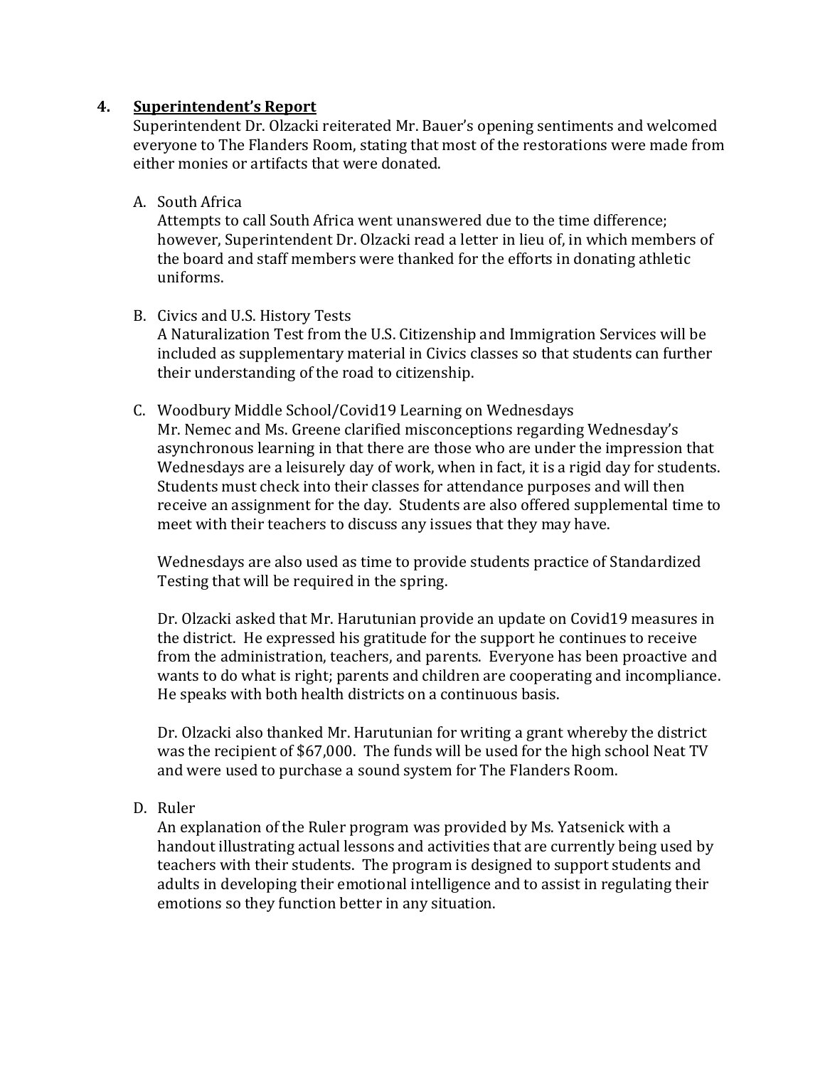## 4. **Superintendent's Report**

Superintendent Dr. Olzacki reiterated Mr. Bauer's opening sentiments and welcomed everyone to The Flanders Room, stating that most of the restorations were made from either monies or artifacts that were donated.

A. South Africa

Attempts to call South Africa went unanswered due to the time difference; however, Superintendent Dr. Olzacki read a letter in lieu of, in which members of the board and staff members were thanked for the efforts in donating athletic uniforms.

B. Civics and U.S. History Tests

A Naturalization Test from the U.S. Citizenship and Immigration Services will be included as supplementary material in Civics classes so that students can further their understanding of the road to citizenship.

C. Woodbury Middle School/Covid19 Learning on Wednesdays

Mr. Nemec and Ms. Greene clarified misconceptions regarding Wednesday's asynchronous learning in that there are those who are under the impression that Wednesdays are a leisurely day of work, when in fact, it is a rigid day for students. Students must check into their classes for attendance purposes and will then receive an assignment for the day. Students are also offered supplemental time to meet with their teachers to discuss any issues that they may have.

Wednesdays are also used as time to provide students practice of Standardized Testing that will be required in the spring.

Dr. Olzacki asked that Mr. Harutunian provide an update on Covid19 measures in the district. He expressed his gratitude for the support he continues to receive from the administration, teachers, and parents. Everyone has been proactive and wants to do what is right; parents and children are cooperating and incompliance. He speaks with both health districts on a continuous basis.

Dr. Olzacki also thanked Mr. Harutunian for writing a grant whereby the district was the recipient of $67,000. The funds will be used for the high school Neat TV and were used to purchase a sound system for The Flanders Room.

D. Ruler

An explanation of the Ruler program was provided by Ms. Yatsenick with a handout illustrating actual lessons and activities that are currently being used by teachers with their students. The program is designed to support students and adults in developing their emotional intelligence and to assist in regulating their emotions so they function better in any situation.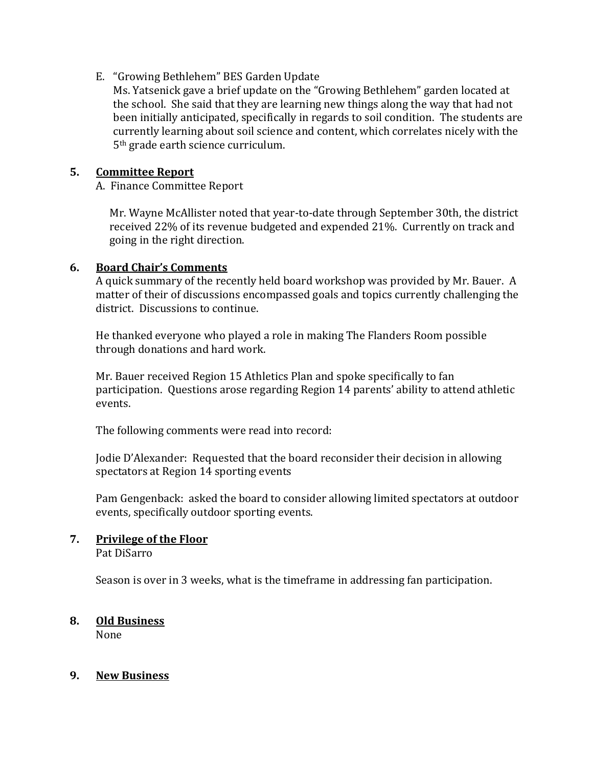E. "Growing Bethlehem" BES Garden Update

Ms. Yatsenick gave a brief update on the "Growing Bethlehem" garden located at the school. She said that they are learning new things along the way that had not been initially anticipated, specifically in regards to soil condition. The students are currently learning about soil science and content, which correlates nicely with the 5th grade earth science curriculum.

**5. <u>Committee Report</u>**

A. Finance Committee Report

Mr. Wayne McAllister noted that year-to-date through September 30th, the district received 22% of its revenue budgeted and expended 21%. Currently on track and going in the right direction.

**6. <u>Board Chair's Comments</u>**

A quick summary of the recently held board workshop was provided by Mr. Bauer. A matter of their of discussions encompassed goals and topics currently challenging the district. Discussions to continue.

He thanked everyone who played a role in making The Flanders Room possible through donations and hard work.

Mr. Bauer received Region 15 Athletics Plan and spoke specifically to fan participation. Questions arose regarding Region 14 parents' ability to attend athletic events.

The following comments were read into record:

Jodie D'Alexander: Requested that the board reconsider their decision in allowing spectators at Region 14 sporting events

Pam Gengenback: asked the board to consider allowing limited spectators at outdoor events, specifically outdoor sporting events.

**7. <u>Privilege of the Floor</u>**

Pat DiSarro

Season is over in 3 weeks, what is the timeframe in addressing fan participation.

**8. <u>Old Business</u>**

None

**9. <u>New Business</u>**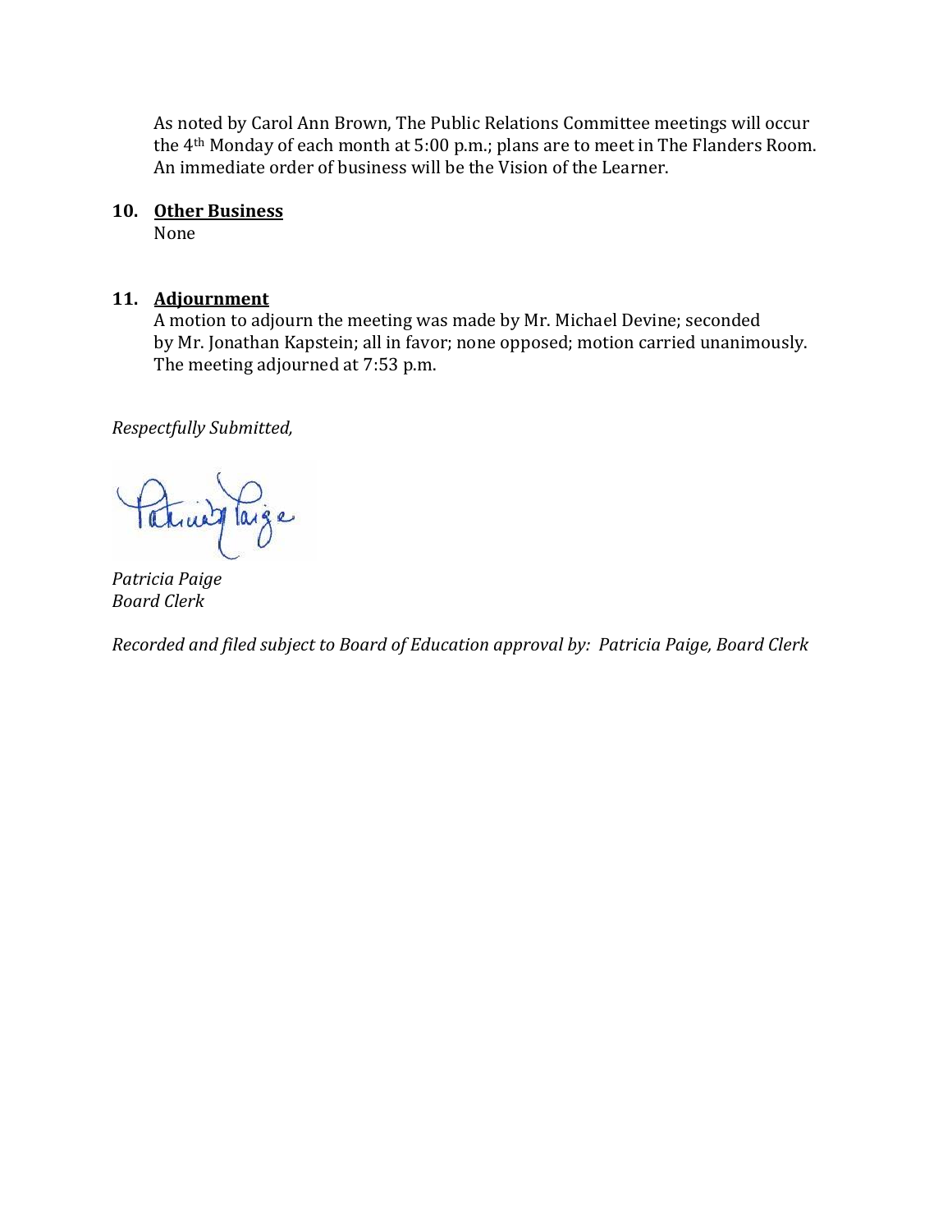As noted by Carol Ann Brown, The Public Relations Committee meetings will occur the 4th Monday of each month at 5:00 p.m.; plans are to meet in The Flanders Room. An immediate order of business will be the Vision of the Learner.

**10. <u>Other Business</u>**

None

**11. <u>Adjournment</u>**

A motion to adjourn the meeting was made by Mr. Michael Devine; seconded by Mr. Jonathan Kapstein; all in favor; none opposed; motion carried unanimously. The meeting adjourned at 7:53 p.m.

*Respectfully Submitted,*

*Patricia Paige*
*Board Clerk*

*Recorded and filed subject to Board of Education approval by: Patricia Paige, Board Clerk*